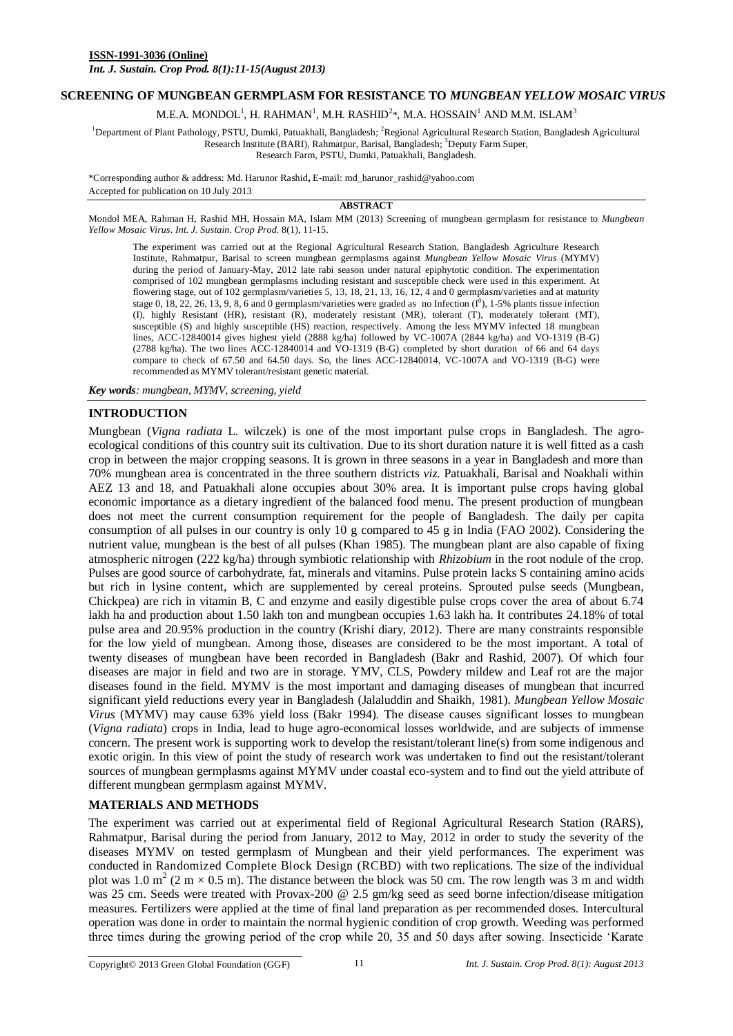**ISSN-1991-3036 (Online)**
*Int. J. Sustain. Crop Prod. 8(1):11-15(August 2013)*

# SCREENING OF MUNGBEAN GERMPLASM FOR RESISTANCE TO *MUNGBEAN YELLOW MOSAIC VIRUS*

M.E.A. MONDOL[1], H. RAHMAN[1], M.H. RASHID[2]*, M.A. HOSSAIN[1] AND M.M. ISLAM[3]

[1]Department of Plant Pathology, PSTU, Dumki, Patuakhali, Bangladesh; [2]Regional Agricultural Research Station, Bangladesh Agricultural Research Institute (BARI), Rahmatpur, Barisal, Bangladesh; [3]Deputy Farm Super, Research Farm, PSTU, Dumki, Patuakhali, Bangladesh.

*Corresponding author & address: Md. Harunor Rashid, E-mail: md_harunor_rashid@yahoo.com
Accepted for publication on 10 July 2013

## ABSTRACT

Mondol MEA, Rahman H, Rashid MH, Hossain MA, Islam MM (2013) Screening of mungbean germplasm for resistance to *Mungbean Yellow Mosaic Virus*. *Int. J. Sustain. Crop Prod.* 8(1), 11-15.

The experiment was carried out at the Regional Agricultural Research Station, Bangladesh Agriculture Research Institute, Rahmatpur, Barisal to screen mungbean germplasms against *Mungbean Yellow Mosaic Virus* (MYMV) during the period of January-May, 2012 late rabi season under natural epiphytotic condition. The experimentation comprised of 102 mungbean germplasms including resistant and susceptible check were used in this experiment. At flowering stage, out of 102 germplasm/varieties 5, 13, 18, 21, 13, 16, 12, 4 and 0 germplasm/varieties and at maturity stage 0, 18, 22, 26, 13, 9, 8, 6 and 0 germplasm/varieties were graded as no Infection ($I^0$), 1-5% plants tissue infection (I), highly Resistant (HR), resistant (R), moderately resistant (MR), tolerant (T), moderately tolerant (MT), susceptible (S) and highly susceptible (HS) reaction, respectively. Among the less MYMV infected 18 mungbean lines, ACC-12840014 gives highest yield (2888 kg/ha) followed by VC-1007A (2844 kg/ha) and VO-1319 (B-G) (2788 kg/ha). The two lines ACC-12840014 and VO-1319 (B-G) completed by short duration of 66 and 64 days compare to check of 67.50 and 64.50 days. So, the lines ACC-12840014, VC-1007A and VO-1319 (B-G) were recommended as MYMV tolerant/resistant genetic material.

***Key words****: mungbean, MYMV, screening, yield*

## INTRODUCTION

Mungbean (*Vigna radiata* L. wilczek) is one of the most important pulse crops in Bangladesh. The agro-ecological conditions of this country suit its cultivation. Due to its short duration nature it is well fitted as a cash crop in between the major cropping seasons. It is grown in three seasons in a year in Bangladesh and more than 70% mungbean area is concentrated in the three southern districts *viz.* Patuakhali, Barisal and Noakhali within AEZ 13 and 18, and Patuakhali alone occupies about 30% area. It is important pulse crops having global economic importance as a dietary ingredient of the balanced food menu. The present production of mungbean does not meet the current consumption requirement for the people of Bangladesh. The daily per capita consumption of all pulses in our country is only 10 g compared to 45 g in India (FAO 2002). Considering the nutrient value, mungbean is the best of all pulses (Khan 1985). The mungbean plant are also capable of fixing atmospheric nitrogen (222 kg/ha) through symbiotic relationship with *Rhizobium* in the root nodule of the crop. Pulses are good source of carbohydrate, fat, minerals and vitamins. Pulse protein lacks S containing amino acids but rich in lysine content, which are supplemented by cereal proteins. Sprouted pulse seeds (Mungbean, Chickpea) are rich in vitamin B, C and enzyme and easily digestible pulse crops cover the area of about 6.74 lakh ha and production about 1.50 lakh ton and mungbean occupies 1.63 lakh ha. It contributes 24.18% of total pulse area and 20.95% production in the country (Krishi diary, 2012). There are many constraints responsible for the low yield of mungbean. Among those, diseases are considered to be the most important. A total of twenty diseases of mungbean have been recorded in Bangladesh (Bakr and Rashid, 2007). Of which four diseases are major in field and two are in storage. YMV, CLS, Powdery mildew and Leaf rot are the major diseases found in the field. MYMV is the most important and damaging diseases of mungbean that incurred significant yield reductions every year in Bangladesh (Jalaluddin and Shaikh, 1981). *Mungbean Yellow Mosaic Virus* (MYMV) may cause 63% yield loss (Bakr 1994). The disease causes significant losses to mungbean (*Vigna radiata*) crops in India, lead to huge agro-economical losses worldwide, and are subjects of immense concern. The present work is supporting work to develop the resistant/tolerant line(s) from some indigenous and exotic origin. In this view of point the study of research work was undertaken to find out the resistant/tolerant sources of mungbean germplasms against MYMV under coastal eco-system and to find out the yield attribute of different mungbean germplasm against MYMV.

## MATERIALS AND METHODS

The experiment was carried out at experimental field of Regional Agricultural Research Station (RARS), Rahmatpur, Barisal during the period from January, 2012 to May, 2012 in order to study the severity of the diseases MYMV on tested germplasm of Mungbean and their yield performances. The experiment was conducted in Randomized Complete Block Design (RCBD) with two replications. The size of the individual plot was 1.0 $m^2$ (2 m × 0.5 m). The distance between the block was 50 cm. The row length was 3 m and width was 25 cm. Seeds were treated with Provax-200 @ 2.5 gm/kg seed as seed borne infection/disease mitigation measures. Fertilizers were applied at the time of final land preparation as per recommended doses. Intercultural operation was done in order to maintain the normal hygienic condition of crop growth. Weeding was performed three times during the growing period of the crop while 20, 35 and 50 days after sowing. Insecticide 'Karate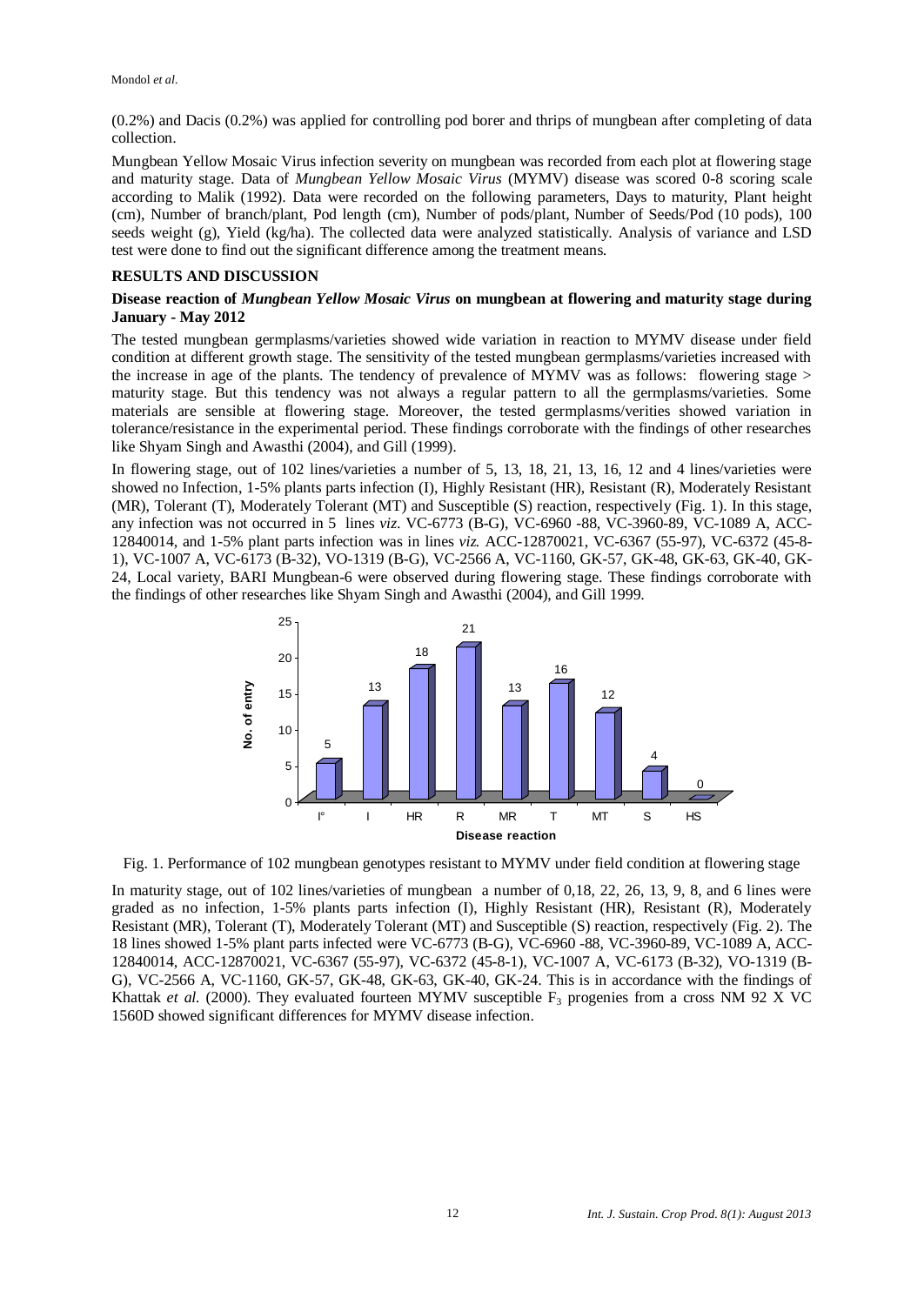(0.2%) and Dacis (0.2%) was applied for controlling pod borer and thrips of mungbean after completing of data collection.

Mungbean Yellow Mosaic Virus infection severity on mungbean was recorded from each plot at flowering stage and maturity stage. Data of *Mungbean Yellow Mosaic Virus* (MYMV) disease was scored 0-8 scoring scale according to Malik (1992). Data were recorded on the following parameters, Days to maturity, Plant height (cm), Number of branch/plant, Pod length (cm), Number of pods/plant, Number of Seeds/Pod (10 pods), 100 seeds weight (g), Yield (kg/ha). The collected data were analyzed statistically. Analysis of variance and LSD test were done to find out the significant difference among the treatment means.

## RESULTS AND DISCUSSION

### Disease reaction of *Mungbean Yellow Mosaic Virus* on mungbean at flowering and maturity stage during January - May 2012

The tested mungbean germplasms/varieties showed wide variation in reaction to MYMV disease under field condition at different growth stage. The sensitivity of the tested mungbean germplasms/varieties increased with the increase in age of the plants. The tendency of prevalence of MYMV was as follows: flowering stage > maturity stage. But this tendency was not always a regular pattern to all the germplasms/varieties. Some materials are sensible at flowering stage. Moreover, the tested germplasms/verities showed variation in tolerance/resistance in the experimental period. These findings corroborate with the findings of other researches like Shyam Singh and Awasthi (2004), and Gill (1999).

In flowering stage, out of 102 lines/varieties a number of 5, 13, 18, 21, 13, 16, 12 and 4 lines/varieties were showed no Infection, 1-5% plants parts infection (I), Highly Resistant (HR), Resistant (R), Moderately Resistant (MR), Tolerant (T), Moderately Tolerant (MT) and Susceptible (S) reaction, respectively (Fig. 1). In this stage, any infection was not occurred in 5 lines *viz*. VC-6773 (B-G), VC-6960 -88, VC-3960-89, VC-1089 A, ACC-12840014, and 1-5% plant parts infection was in lines *viz.* ACC-12870021, VC-6367 (55-97), VC-6372 (45-8-1), VC-1007 A, VC-6173 (B-32), VO-1319 (B-G), VC-2566 A, VC-1160, GK-57, GK-48, GK-63, GK-40, GK-24, Local variety, BARI Mungbean-6 were observed during flowering stage. These findings corroborate with the findings of other researches like Shyam Singh and Awasthi (2004), and Gill 1999.

Fig. 1. Performance of 102 mungbean genotypes resistant to MYMV under field condition at flowering stage

In maturity stage, out of 102 lines/varieties of mungbean a number of 0,18, 22, 26, 13, 9, 8, and 6 lines were graded as no infection, 1-5% plants parts infection (I), Highly Resistant (HR), Resistant (R), Moderately Resistant (MR), Tolerant (T), Moderately Tolerant (MT) and Susceptible (S) reaction, respectively (Fig. 2). The 18 lines showed 1-5% plant parts infected were VC-6773 (B-G), VC-6960 -88, VC-3960-89, VC-1089 A, ACC-12840014, ACC-12870021, VC-6367 (55-97), VC-6372 (45-8-1), VC-1007 A, VC-6173 (B-32), VO-1319 (B-G), VC-2566 A, VC-1160, GK-57, GK-48, GK-63, GK-40, GK-24. This is in accordance with the findings of Khattak *et al.* (2000). They evaluated fourteen MYMV susceptible $F_3$ progenies from a cross NM 92 X VC 1560D showed significant differences for MYMV disease infection.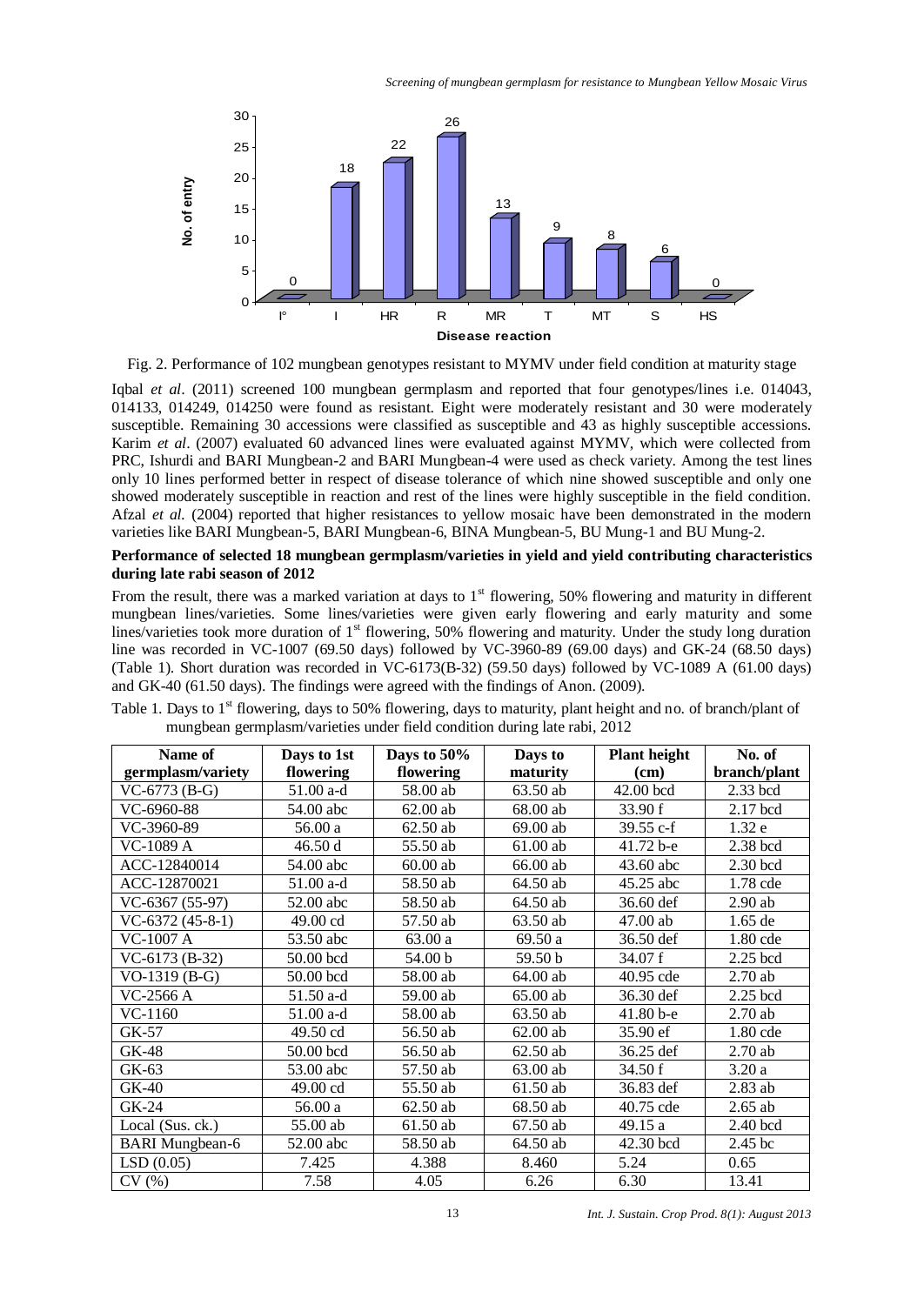Fig. 2. Performance of 102 mungbean genotypes resistant to MYMV under field condition at maturity stage

Iqbal *et al*. (2011) screened 100 mungbean germplasm and reported that four genotypes/lines i.e. 014043, 014133, 014249, 014250 were found as resistant. Eight were moderately resistant and 30 were moderately susceptible. Remaining 30 accessions were classified as susceptible and 43 as highly susceptible accessions. Karim *et al*. (2007) evaluated 60 advanced lines were evaluated against MYMV, which were collected from PRC, Ishurdi and BARI Mungbean-2 and BARI Mungbean-4 were used as check variety. Among the test lines only 10 lines performed better in respect of disease tolerance of which nine showed susceptible and only one showed moderately susceptible in reaction and rest of the lines were highly susceptible in the field condition. Afzal *et al.* (2004) reported that higher resistances to yellow mosaic have been demonstrated in the modern varieties like BARI Mungbean-5, BARI Mungbean-6, BINA Mungbean-5, BU Mung-1 and BU Mung-2.

**Performance of selected 18 mungbean germplasm/varieties in yield and yield contributing characteristics during late rabi season of 2012**

From the result, there was a marked variation at days to 1st flowering, 50% flowering and maturity in different mungbean lines/varieties. Some lines/varieties were given early flowering and early maturity and some lines/varieties took more duration of 1st flowering, 50% flowering and maturity. Under the study long duration line was recorded in VC-1007 (69.50 days) followed by VC-3960-89 (69.00 days) and GK-24 (68.50 days) (Table 1). Short duration was recorded in VC-6173(B-32) (59.50 days) followed by VC-1089 A (61.00 days) and GK-40 (61.50 days). The findings were agreed with the findings of Anon. (2009).

Table 1. Days to 1st flowering, days to 50% flowering, days to maturity, plant height and no. of branch/plant of mungbean germplasm/varieties under field condition during late rabi, 2012

| Name of germplasm/variety | Days to 1st flowering | Days to 50% flowering | Days to maturity | Plant height (cm) | No. of branch/plant |
|---|---|---|---|---|---|
| VC-6773 (B-G) | 51.00 a-d | 58.00 ab | 63.50 ab | 42.00 bcd | 2.33 bcd |
| VC-6960-88 | 54.00 abc | 62.00 ab | 68.00 ab | 33.90 f | 2.17 bcd |
| VC-3960-89 | 56.00 a | 62.50 ab | 69.00 ab | 39.55 c-f | 1.32 e |
| VC-1089 A | 46.50 d | 55.50 ab | 61.00 ab | 41.72 b-e | 2.38 bcd |
| ACC-12840014 | 54.00 abc | 60.00 ab | 66.00 ab | 43.60 abc | 2.30 bcd |
| ACC-12870021 | 51.00 a-d | 58.50 ab | 64.50 ab | 45.25 abc | 1.78 cde |
| VC-6367 (55-97) | 52.00 abc | 58.50 ab | 64.50 ab | 36.60 def | 2.90 ab |
| VC-6372 (45-8-1) | 49.00 cd | 57.50 ab | 63.50 ab | 47.00 ab | 1.65 de |
| VC-1007 A | 53.50 abc | 63.00 a | 69.50 a | 36.50 def | 1.80 cde |
| VC-6173 (B-32) | 50.00 bcd | 54.00 b | 59.50 b | 34.07 f | 2.25 bcd |
| VO-1319 (B-G) | 50.00 bcd | 58.00 ab | 64.00 ab | 40.95 cde | 2.70 ab |
| VC-2566 A | 51.50 a-d | 59.00 ab | 65.00 ab | 36.30 def | 2.25 bcd |
| VC-1160 | 51.00 a-d | 58.00 ab | 63.50 ab | 41.80 b-e | 2.70 ab |
| GK-57 | 49.50 cd | 56.50 ab | 62.00 ab | 35.90 ef | 1.80 cde |
| GK-48 | 50.00 bcd | 56.50 ab | 62.50 ab | 36.25 def | 2.70 ab |
| GK-63 | 53.00 abc | 57.50 ab | 63.00 ab | 34.50 f | 3.20 a |
| GK-40 | 49.00 cd | 55.50 ab | 61.50 ab | 36.83 def | 2.83 ab |
| GK-24 | 56.00 a | 62.50 ab | 68.50 ab | 40.75 cde | 2.65 ab |
| Local (Sus. ck.) | 55.00 ab | 61.50 ab | 67.50 ab | 49.15 a | 2.40 bcd |
| BARI Mungbean-6 | 52.00 abc | 58.50 ab | 64.50 ab | 42.30 bcd | 2.45 bc |
| LSD (0.05) | 7.425 | 4.388 | 8.460 | 5.24 | 0.65 |
| CV (%) | 7.58 | 4.05 | 6.26 | 6.30 | 13.41 |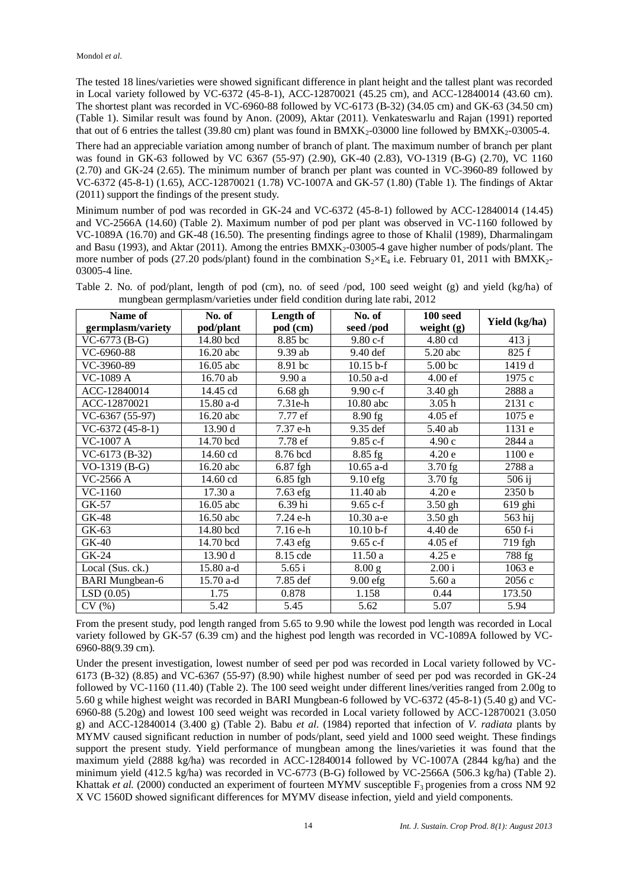The tested 18 lines/varieties were showed significant difference in plant height and the tallest plant was recorded in Local variety followed by VC-6372 (45-8-1), ACC-12870021 (45.25 cm), and ACC-12840014 (43.60 cm). The shortest plant was recorded in VC-6960-88 followed by VC-6173 (B-32) (34.05 cm) and GK-63 (34.50 cm) (Table 1). Similar result was found by Anon. (2009), Aktar (2011). Venkateswarlu and Rajan (1991) reported that out of 6 entries the tallest (39.80 cm) plant was found in $BMXK_2$-03000 line followed by $BMXK_2$-03005-4.

There had an appreciable variation among number of branch of plant. The maximum number of branch per plant was found in GK-63 followed by VC 6367 (55-97) (2.90), GK-40 (2.83), VO-1319 (B-G) (2.70), VC 1160 (2.70) and GK-24 (2.65). The minimum number of branch per plant was counted in VC-3960-89 followed by VC-6372 (45-8-1) (1.65), ACC-12870021 (1.78) VC-1007A and GK-57 (1.80) (Table 1). The findings of Aktar (2011) support the findings of the present study.

Minimum number of pod was recorded in GK-24 and VC-6372 (45-8-1) followed by ACC-12840014 (14.45) and VC-2566A (14.60) (Table 2). Maximum number of pod per plant was observed in VC-1160 followed by VC-1089A (16.70) and GK-48 (16.50). The presenting findings agree to those of Khalil (1989), Dharmalingam and Basu (1993), and Aktar (2011). Among the entries $BMXK_2$-03005-4 gave higher number of pods/plant. The more number of pods (27.20 pods/plant) found in the combination $S_2 \times E_4$ i.e. February 01, 2011 with $BMXK_2$-03005-4 line.

Table 2. No. of pod/plant, length of pod (cm), no. of seed /pod, 100 seed weight (g) and yield (kg/ha) of mungbean germplasm/varieties under field condition during late rabi, 2012

| Name of germplasm/variety | No. of pod/plant | Length of pod (cm) | No. of seed /pod | 100 seed weight (g) | Yield (kg/ha) |
|---|---|---|---|---|---|
| VC-6773 (B-G) | 14.80 bcd | 8.85 bc | 9.80 c-f | 4.80 cd | 413 j |
| VC-6960-88 | 16.20 abc | 9.39 ab | 9.40 def | 5.20 abc | 825 f |
| VC-3960-89 | 16.05 abc | 8.91 bc | 10.15 b-f | 5.00 bc | 1419 d |
| VC-1089 A | 16.70 ab | 9.90 a | 10.50 a-d | 4.00 ef | 1975 c |
| ACC-12840014 | 14.45 cd | 6.68 gh | 9.90 c-f | 3.40 gh | 2888 a |
| ACC-12870021 | 15.80 a-d | 7.31e-h | 10.80 abc | 3.05 h | 2131 c |
| VC-6367 (55-97) | 16.20 abc | 7.77 ef | 8.90 fg | 4.05 ef | 1075 e |
| VC-6372 (45-8-1) | 13.90 d | 7.37 e-h | 9.35 def | 5.40 ab | 1131 e |
| VC-1007 A | 14.70 bcd | 7.78 ef | 9.85 c-f | 4.90 c | 2844 a |
| VC-6173 (B-32) | 14.60 cd | 8.76 bcd | 8.85 fg | 4.20 e | 1100 e |
| VO-1319 (B-G) | 16.20 abc | 6.87 fgh | 10.65 a-d | 3.70 fg | 2788 a |
| VC-2566 A | 14.60 cd | 6.85 fgh | 9.10 efg | 3.70 fg | 506 ij |
| VC-1160 | 17.30 a | 7.63 efg | 11.40 ab | 4.20 e | 2350 b |
| GK-57 | 16.05 abc | 6.39 hi | 9.65 c-f | 3.50 gh | 619 ghi |
| GK-48 | 16.50 abc | 7.24 e-h | 10.30 a-e | 3.50 gh | 563 hij |
| GK-63 | 14.80 bcd | 7.16 e-h | 10.10 b-f | 4.40 de | 650 f-i |
| GK-40 | 14.70 bcd | 7.43 efg | 9.65 c-f | 4.05 ef | 719 fgh |
| GK-24 | 13.90 d | 8.15 cde | 11.50 a | 4.25 e | 788 fg |
| Local (Sus. ck.) | 15.80 a-d | 5.65 i | 8.00 g | 2.00 i | 1063 e |
| BARI Mungbean-6 | 15.70 a-d | 7.85 def | 9.00 efg | 5.60 a | 2056 c |
| LSD (0.05) | 1.75 | 0.878 | 1.158 | 0.44 | 173.50 |
| CV (%) | 5.42 | 5.45 | 5.62 | 5.07 | 5.94 |

From the present study, pod length ranged from 5.65 to 9.90 while the lowest pod length was recorded in Local variety followed by GK-57 (6.39 cm) and the highest pod length was recorded in VC-1089A followed by VC-6960-88(9.39 cm).

Under the present investigation, lowest number of seed per pod was recorded in Local variety followed by VC-6173 (B-32) (8.85) and VC-6367 (55-97) (8.90) while highest number of seed per pod was recorded in GK-24 followed by VC-1160 (11.40) (Table 2). The 100 seed weight under different lines/verities ranged from 2.00g to 5.60 g while highest weight was recorded in BARI Mungbean-6 followed by VC-6372 (45-8-1) (5.40 g) and VC-6960-88 (5.20g) and lowest 100 seed weight was recorded in Local variety followed by ACC-12870021 (3.050 g) and ACC-12840014 (3.400 g) (Table 2). Babu *et al.* (1984) reported that infection of *V. radiata* plants by MYMV caused significant reduction in number of pods/plant, seed yield and 1000 seed weight. These findings support the present study. Yield performance of mungbean among the lines/varieties it was found that the maximum yield (2888 kg/ha) was recorded in ACC-12840014 followed by VC-1007A (2844 kg/ha) and the minimum yield (412.5 kg/ha) was recorded in VC-6773 (B-G) followed by VC-2566A (506.3 kg/ha) (Table 2). Khattak *et al.* (2000) conducted an experiment of fourteen MYMV susceptible $F_3$ progenies from a cross NM 92 X VC 1560D showed significant differences for MYMV disease infection, yield and yield components.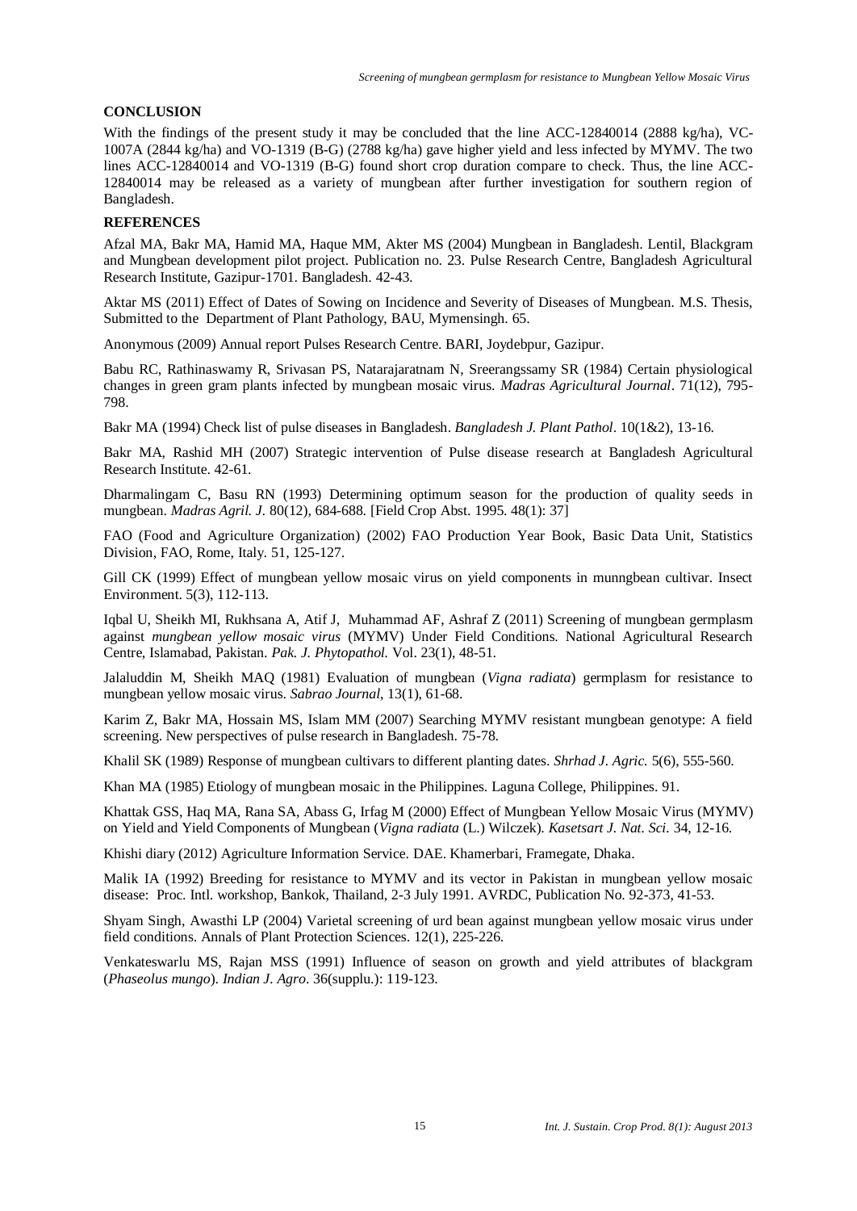## CONCLUSION

With the findings of the present study it may be concluded that the line ACC-12840014 (2888 kg/ha), VC-1007A (2844 kg/ha) and VO-1319 (B-G) (2788 kg/ha) gave higher yield and less infected by MYMV. The two lines ACC-12840014 and VO-1319 (B-G) found short crop duration compare to check. Thus, the line ACC-12840014 may be released as a variety of mungbean after further investigation for southern region of Bangladesh.

## REFERENCES

Afzal MA, Bakr MA, Hamid MA, Haque MM, Akter MS (2004) Mungbean in Bangladesh. Lentil, Blackgram and Mungbean development pilot project. Publication no. 23. Pulse Research Centre, Bangladesh Agricultural Research Institute, Gazipur-1701. Bangladesh. 42-43.

Aktar MS (2011) Effect of Dates of Sowing on Incidence and Severity of Diseases of Mungbean. M.S. Thesis, Submitted to the Department of Plant Pathology, BAU, Mymensingh. 65.

Anonymous (2009) Annual report Pulses Research Centre. BARI, Joydebpur, Gazipur.

Babu RC, Rathinaswamy R, Srivasan PS, Natarajaratnam N, Sreerangssamy SR (1984) Certain physiological changes in green gram plants infected by mungbean mosaic virus. *Madras Agricultural Journal*. 71(12), 795-798.

Bakr MA (1994) Check list of pulse diseases in Bangladesh. *Bangladesh J. Plant Pathol*. 10(1&2), 13-16.

Bakr MA, Rashid MH (2007) Strategic intervention of Pulse disease research at Bangladesh Agricultural Research Institute. 42-61.

Dharmalingam C, Basu RN (1993) Determining optimum season for the production of quality seeds in mungbean. *Madras Agril. J.* 80(12), 684-688. [Field Crop Abst. 1995. 48(1): 37]

FAO (Food and Agriculture Organization) (2002) FAO Production Year Book, Basic Data Unit, Statistics Division, FAO, Rome, Italy. 51, 125-127.

Gill CK (1999) Effect of mungbean yellow mosaic virus on yield components in munngbean cultivar. Insect Environment. 5(3), 112-113.

Iqbal U, Sheikh MI, Rukhsana A, Atif J, Muhammad AF, Ashraf Z (2011) Screening of mungbean germplasm against *mungbean yellow mosaic virus* (MYMV) Under Field Conditions. National Agricultural Research Centre, Islamabad, Pakistan. *Pak. J. Phytopathol.* Vol. 23(1), 48-51.

Jalaluddin M, Sheikh MAQ (1981) Evaluation of mungbean (*Vigna radiata*) germplasm for resistance to mungbean yellow mosaic virus. *Sabrao Journal*, 13(1), 61-68.

Karim Z, Bakr MA, Hossain MS, Islam MM (2007) Searching MYMV resistant mungbean genotype: A field screening. New perspectives of pulse research in Bangladesh. 75-78.

Khalil SK (1989) Response of mungbean cultivars to different planting dates. *Shrhad J. Agric.* 5(6), 555-560.

Khan MA (1985) Etiology of mungbean mosaic in the Philippines. Laguna College, Philippines. 91.

Khattak GSS, Haq MA, Rana SA, Abass G, Irfag M (2000) Effect of Mungbean Yellow Mosaic Virus (MYMV) on Yield and Yield Components of Mungbean (*Vigna radiata* (L.) Wilczek). *Kasetsart J. Nat. Sci.* 34, 12-16.

Khishi diary (2012) Agriculture Information Service. DAE. Khamerbari, Framegate, Dhaka.

Malik IA (1992) Breeding for resistance to MYMV and its vector in Pakistan in mungbean yellow mosaic disease: Proc. Intl. workshop, Bankok, Thailand, 2-3 July 1991. AVRDC, Publication No. 92-373, 41-53.

Shyam Singh, Awasthi LP (2004) Varietal screening of urd bean against mungbean yellow mosaic virus under field conditions. Annals of Plant Protection Sciences. 12(1), 225-226.

Venkateswarlu MS, Rajan MSS (1991) Influence of season on growth and yield attributes of blackgram (*Phaseolus mungo*). *Indian J. Agro*. 36(supplu.): 119-123.